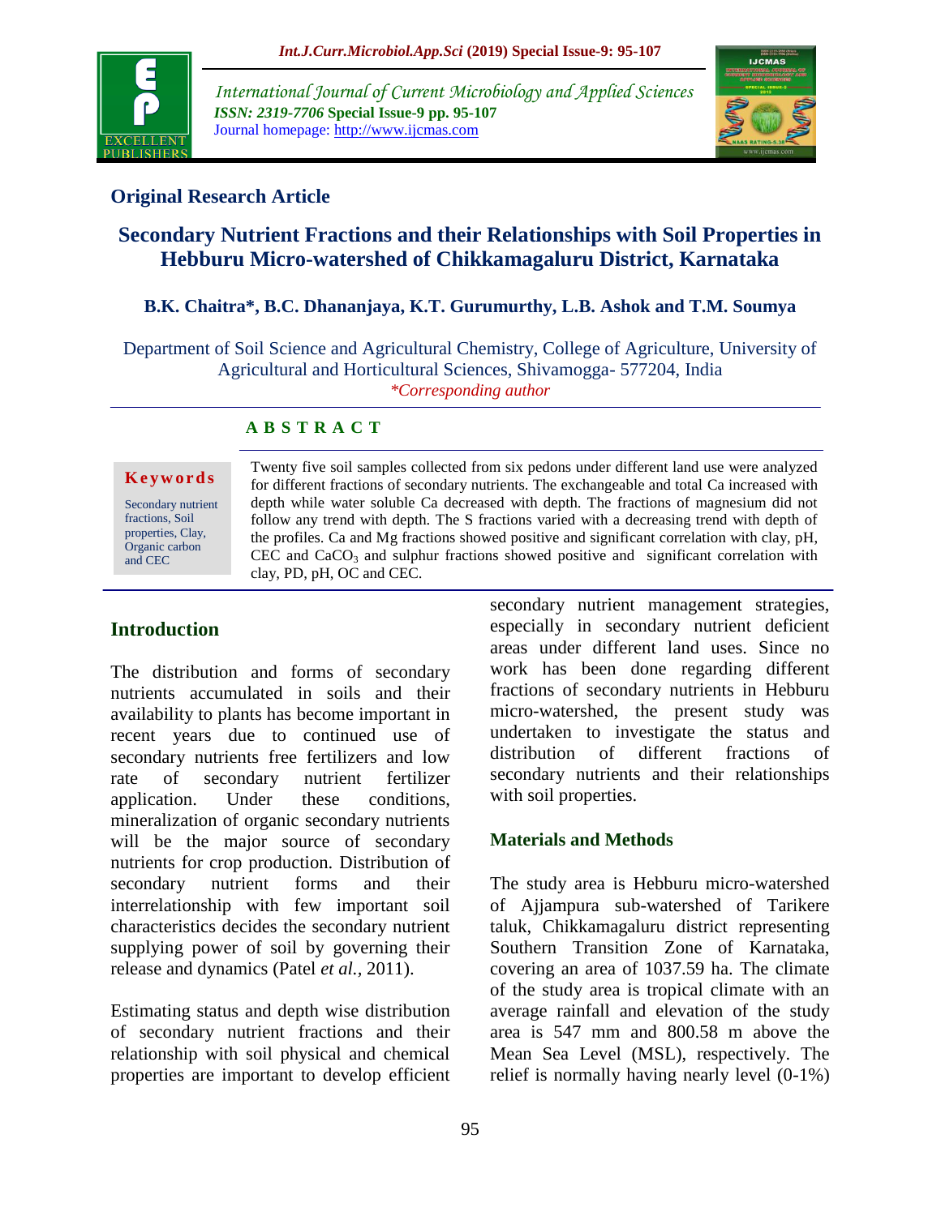## Original Research Article

# Secondary Nutrient Fractions and their Relationships with Soil Properties in Hebburu Micro-watershed of Chikkamagaluru District, Karnataka

**B.K. Chaitra*, B.C. Dhananjaya, K.T. Gurumurthy, L.B. Ashok and T.M. Soumya**

Department of Soil Science and Agricultural Chemistry, College of Agriculture, University of Agricultural and Horticultural Sciences, Shivamogga- 577204, India

*\*Corresponding author*

### ABSTRACT

**Keywords**

Secondary nutrient fractions, Soil properties, Clay, Organic carbon and CEC

Twenty five soil samples collected from six pedons under different land use were analyzed for different fractions of secondary nutrients. The exchangeable and total Ca increased with depth while water soluble Ca decreased with depth. The fractions of magnesium did not follow any trend with depth. The S fractions varied with a decreasing trend with depth of the profiles. Ca and Mg fractions showed positive and significant correlation with clay, pH, CEC and $CaCO_3$ and sulphur fractions showed positive and significant correlation with clay, PD, pH, OC and CEC.

## Introduction

The distribution and forms of secondary nutrients accumulated in soils and their availability to plants has become important in recent years due to continued use of secondary nutrients free fertilizers and low rate of secondary nutrient fertilizer application. Under these conditions, mineralization of organic secondary nutrients will be the major source of secondary nutrients for crop production. Distribution of secondary nutrient forms and their interrelationship with few important soil characteristics decides the secondary nutrient supplying power of soil by governing their release and dynamics (Patel *et al.,* 2011).

Estimating status and depth wise distribution of secondary nutrient fractions and their relationship with soil physical and chemical properties are important to develop efficient secondary nutrient management strategies, especially in secondary nutrient deficient areas under different land uses. Since no work has been done regarding different fractions of secondary nutrients in Hebburu micro-watershed, the present study was undertaken to investigate the status and distribution of different fractions of secondary nutrients and their relationships with soil properties.

## Materials and Methods

The study area is Hebburu micro-watershed of Ajjampura sub-watershed of Tarikere taluk, Chikkamagaluru district representing Southern Transition Zone of Karnataka, covering an area of 1037.59 ha. The climate of the study area is tropical climate with an average rainfall and elevation of the study area is 547 mm and 800.58 m above the Mean Sea Level (MSL), respectively. The relief is normally having nearly level (0-1%)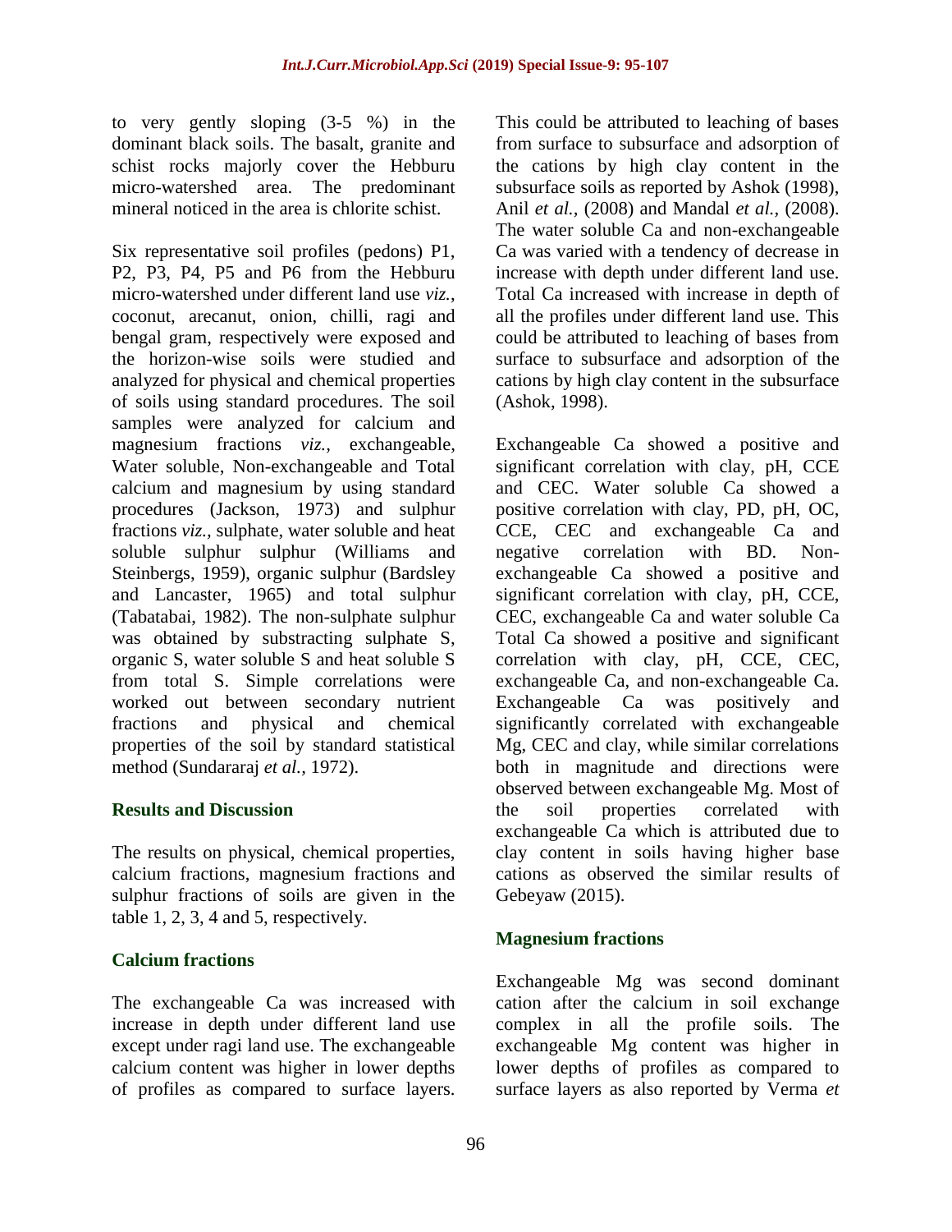to very gently sloping (3-5 %) in the dominant black soils. The basalt, granite and schist rocks majorly cover the Hebburu micro-watershed area. The predominant mineral noticed in the area is chlorite schist.

Six representative soil profiles (pedons) P1, P2, P3, P4, P5 and P6 from the Hebburu micro-watershed under different land use *viz.*, coconut, arecanut, onion, chilli, ragi and bengal gram, respectively were exposed and the horizon-wise soils were studied and analyzed for physical and chemical properties of soils using standard procedures. The soil samples were analyzed for calcium and magnesium fractions *viz.*, exchangeable, Water soluble, Non-exchangeable and Total calcium and magnesium by using standard procedures (Jackson, 1973) and sulphur fractions *viz.*, sulphate, water soluble and heat soluble sulphur sulphur (Williams and Steinbergs, 1959), organic sulphur (Bardsley and Lancaster, 1965) and total sulphur (Tabatabai, 1982). The non-sulphate sulphur was obtained by substracting sulphate S, organic S, water soluble S and heat soluble S from total S. Simple correlations were worked out between secondary nutrient fractions and physical and chemical properties of the soil by standard statistical method (Sundararaj *et al.*, 1972).

## Results and Discussion

The results on physical, chemical properties, calcium fractions, magnesium fractions and sulphur fractions of soils are given in the table 1, 2, 3, 4 and 5, respectively.

### Calcium fractions

The exchangeable Ca was increased with increase in depth under different land use except under ragi land use. The exchangeable calcium content was higher in lower depths of profiles as compared to surface layers. This could be attributed to leaching of bases from surface to subsurface and adsorption of the cations by high clay content in the subsurface soils as reported by Ashok (1998), Anil *et al.*, (2008) and Mandal *et al.*, (2008). The water soluble Ca and non-exchangeable Ca was varied with a tendency of decrease in increase with depth under different land use. Total Ca increased with increase in depth of all the profiles under different land use. This could be attributed to leaching of bases from surface to subsurface and adsorption of the cations by high clay content in the subsurface (Ashok, 1998).

Exchangeable Ca showed a positive and significant correlation with clay, pH, CCE and CEC. Water soluble Ca showed a positive correlation with clay, PD, pH, OC, CCE, CEC and exchangeable Ca and negative correlation with BD. Non-exchangeable Ca showed a positive and significant correlation with clay, pH, CCE, CEC, exchangeable Ca and water soluble Ca Total Ca showed a positive and significant correlation with clay, pH, CCE, CEC, exchangeable Ca, and non-exchangeable Ca. Exchangeable Ca was positively and significantly correlated with exchangeable Mg, CEC and clay, while similar correlations both in magnitude and directions were observed between exchangeable Mg. Most of the soil properties correlated with exchangeable Ca which is attributed due to clay content in soils having higher base cations as observed the similar results of Gebeyaw (2015).

### Magnesium fractions

Exchangeable Mg was second dominant cation after the calcium in soil exchange complex in all the profile soils. The exchangeable Mg content was higher in lower depths of profiles as compared to surface layers as also reported by Verma *et*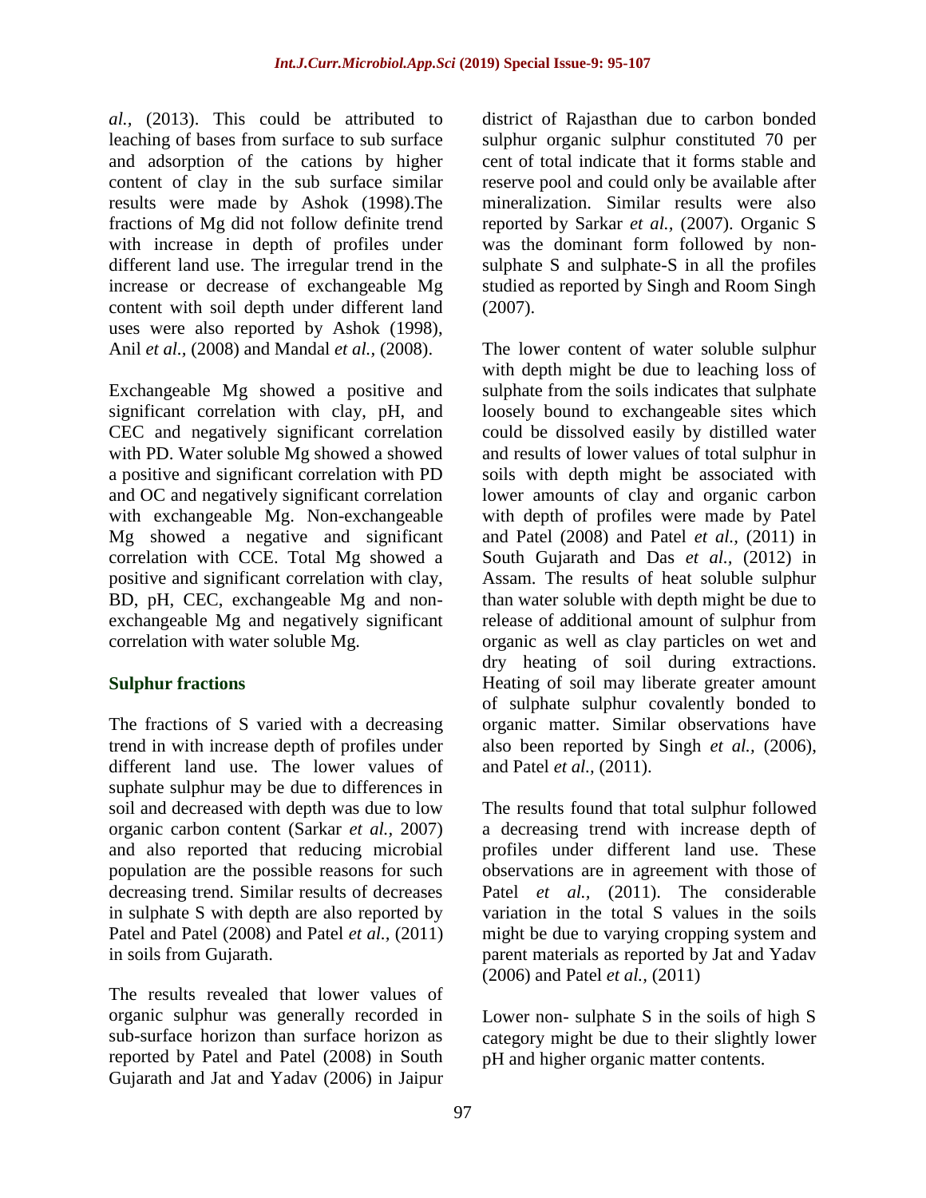*al.,* (2013). This could be attributed to leaching of bases from surface to sub surface and adsorption of the cations by higher content of clay in the sub surface similar results were made by Ashok (1998).The fractions of Mg did not follow definite trend with increase in depth of profiles under different land use. The irregular trend in the increase or decrease of exchangeable Mg content with soil depth under different land uses were also reported by Ashok (1998), Anil *et al.,* (2008) and Mandal *et al.,* (2008).

Exchangeable Mg showed a positive and significant correlation with clay, pH, and CEC and negatively significant correlation with PD. Water soluble Mg showed a showed a positive and significant correlation with PD and OC and negatively significant correlation with exchangeable Mg. Non-exchangeable Mg showed a negative and significant correlation with CCE. Total Mg showed a positive and significant correlation with clay, BD, pH, CEC, exchangeable Mg and non-exchangeable Mg and negatively significant correlation with water soluble Mg.

## Sulphur fractions

The fractions of S varied with a decreasing trend in with increase depth of profiles under different land use. The lower values of suphate sulphur may be due to differences in soil and decreased with depth was due to low organic carbon content (Sarkar *et al.,* 2007) and also reported that reducing microbial population are the possible reasons for such decreasing trend. Similar results of decreases in sulphate S with depth are also reported by Patel and Patel (2008) and Patel *et al.,* (2011) in soils from Gujarath.

The results revealed that lower values of organic sulphur was generally recorded in sub-surface horizon than surface horizon as reported by Patel and Patel (2008) in South Gujarath and Jat and Yadav (2006) in Jaipur district of Rajasthan due to carbon bonded sulphur organic sulphur constituted 70 per cent of total indicate that it forms stable and reserve pool and could only be available after mineralization. Similar results were also reported by Sarkar *et al.,* (2007). Organic S was the dominant form followed by non-sulphate S and sulphate-S in all the profiles studied as reported by Singh and Room Singh (2007).

The lower content of water soluble sulphur with depth might be due to leaching loss of sulphate from the soils indicates that sulphate loosely bound to exchangeable sites which could be dissolved easily by distilled water and results of lower values of total sulphur in soils with depth might be associated with lower amounts of clay and organic carbon with depth of profiles were made by Patel and Patel (2008) and Patel *et al.,* (2011) in South Gujarath and Das *et al.,* (2012) in Assam. The results of heat soluble sulphur than water soluble with depth might be due to release of additional amount of sulphur from organic as well as clay particles on wet and dry heating of soil during extractions. Heating of soil may liberate greater amount of sulphate sulphur covalently bonded to organic matter. Similar observations have also been reported by Singh *et al.,* (2006), and Patel *et al.,* (2011).

The results found that total sulphur followed a decreasing trend with increase depth of profiles under different land use. These observations are in agreement with those of Patel *et al.,* (2011). The considerable variation in the total S values in the soils might be due to varying cropping system and parent materials as reported by Jat and Yadav (2006) and Patel *et al.,* (2011)

Lower non- sulphate S in the soils of high S category might be due to their slightly lower pH and higher organic matter contents.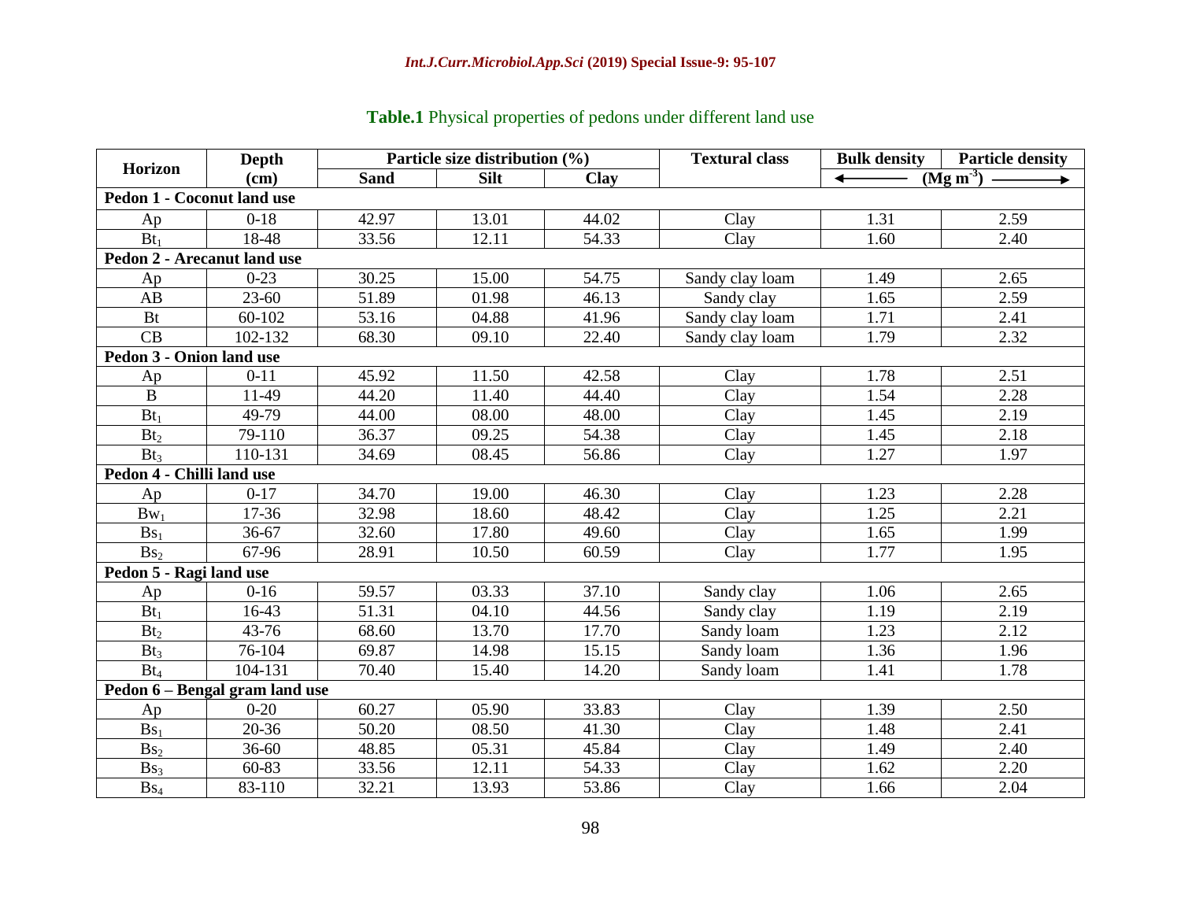**Table.1** Physical properties of pedons under different land use

| Horizon | Depth (cm) | Particle size distribution (%) | | | Textural class | Bulk density | Particle density |
|---|---|---|---|---|---|---|---|
| | | Sand | Silt | Clay | | ← (Mg m$^{-3}$) → | |
| **Pedon 1 - Coconut land use** | | | | | | | |
| Ap | 0-18 | 42.97 | 13.01 | 44.02 | Clay | 1.31 | 2.59 |
| $Bt_1$ | 18-48 | 33.56 | 12.11 | 54.33 | Clay | 1.60 | 2.40 |
| **Pedon 2 - Arecanut land use** | | | | | | | |
| Ap | 0-23 | 30.25 | 15.00 | 54.75 | Sandy clay loam | 1.49 | 2.65 |
| AB | 23-60 | 51.89 | 01.98 | 46.13 | Sandy clay | 1.65 | 2.59 |
| Bt | 60-102 | 53.16 | 04.88 | 41.96 | Sandy clay loam | 1.71 | 2.41 |
| CB | 102-132 | 68.30 | 09.10 | 22.40 | Sandy clay loam | 1.79 | 2.32 |
| **Pedon 3 - Onion land use** | | | | | | | |
| Ap | 0-11 | 45.92 | 11.50 | 42.58 | Clay | 1.78 | 2.51 |
| B | 11-49 | 44.20 | 11.40 | 44.40 | Clay | 1.54 | 2.28 |
| $Bt_1$ | 49-79 | 44.00 | 08.00 | 48.00 | Clay | 1.45 | 2.19 |
| $Bt_2$ | 79-110 | 36.37 | 09.25 | 54.38 | Clay | 1.45 | 2.18 |
| $Bt_3$ | 110-131 | 34.69 | 08.45 | 56.86 | Clay | 1.27 | 1.97 |
| **Pedon 4 - Chilli land use** | | | | | | | |
| Ap | 0-17 | 34.70 | 19.00 | 46.30 | Clay | 1.23 | 2.28 |
| $Bw_1$ | 17-36 | 32.98 | 18.60 | 48.42 | Clay | 1.25 | 2.21 |
| $Bs_1$ | 36-67 | 32.60 | 17.80 | 49.60 | Clay | 1.65 | 1.99 |
| $Bs_2$ | 67-96 | 28.91 | 10.50 | 60.59 | Clay | 1.77 | 1.95 |
| **Pedon 5 - Ragi land use** | | | | | | | |
| Ap | 0-16 | 59.57 | 03.33 | 37.10 | Sandy clay | 1.06 | 2.65 |
| $Bt_1$ | 16-43 | 51.31 | 04.10 | 44.56 | Sandy clay | 1.19 | 2.19 |
| $Bt_2$ | 43-76 | 68.60 | 13.70 | 17.70 | Sandy loam | 1.23 | 2.12 |
| $Bt_3$ | 76-104 | 69.87 | 14.98 | 15.15 | Sandy loam | 1.36 | 1.96 |
| $Bt_4$ | 104-131 | 70.40 | 15.40 | 14.20 | Sandy loam | 1.41 | 1.78 |
| **Pedon 6 – Bengal gram land use** | | | | | | | |
| Ap | 0-20 | 60.27 | 05.90 | 33.83 | Clay | 1.39 | 2.50 |
| $Bs_1$ | 20-36 | 50.20 | 08.50 | 41.30 | Clay | 1.48 | 2.41 |
| $Bs_2$ | 36-60 | 48.85 | 05.31 | 45.84 | Clay | 1.49 | 2.40 |
| $Bs_3$ | 60-83 | 33.56 | 12.11 | 54.33 | Clay | 1.62 | 2.20 |
| $Bs_4$ | 83-110 | 32.21 | 13.93 | 53.86 | Clay | 1.66 | 2.04 |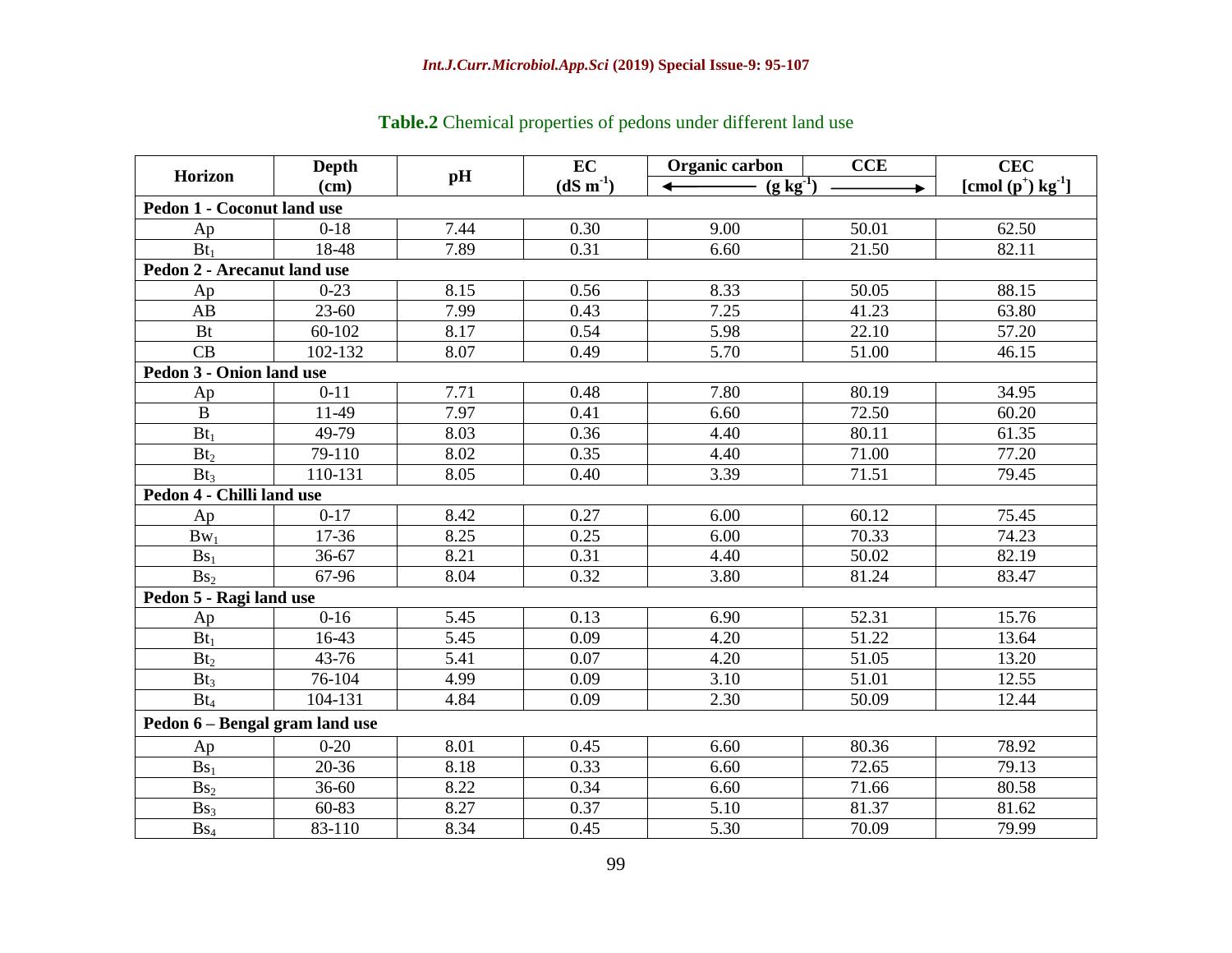**Table.2** Chemical properties of pedons under different land use

| Horizon | Depth (cm) | pH | EC ($dS\ m^{-1}$) | Organic carbon | CCE | CEC [$cmol\ (p^{+})\ kg^{-1}$] |
|---|---|---|---|---|---|---|
| | | | | ($g\ kg^{-1}$) | | |
| **Pedon 1 - Coconut land use** | | | | | | |
| Ap | 0-18 | 7.44 | 0.30 | 9.00 | 50.01 | 62.50 |
| $Bt_1$ | 18-48 | 7.89 | 0.31 | 6.60 | 21.50 | 82.11 |
| **Pedon 2 - Arecanut land use** | | | | | | |
| Ap | 0-23 | 8.15 | 0.56 | 8.33 | 50.05 | 88.15 |
| AB | 23-60 | 7.99 | 0.43 | 7.25 | 41.23 | 63.80 |
| Bt | 60-102 | 8.17 | 0.54 | 5.98 | 22.10 | 57.20 |
| CB | 102-132 | 8.07 | 0.49 | 5.70 | 51.00 | 46.15 |
| **Pedon 3 - Onion land use** | | | | | | |
| Ap | 0-11 | 7.71 | 0.48 | 7.80 | 80.19 | 34.95 |
| B | 11-49 | 7.97 | 0.41 | 6.60 | 72.50 | 60.20 |
| $Bt_1$ | 49-79 | 8.03 | 0.36 | 4.40 | 80.11 | 61.35 |
| $Bt_2$ | 79-110 | 8.02 | 0.35 | 4.40 | 71.00 | 77.20 |
| $Bt_3$ | 110-131 | 8.05 | 0.40 | 3.39 | 71.51 | 79.45 |
| **Pedon 4 - Chilli land use** | | | | | | |
| Ap | 0-17 | 8.42 | 0.27 | 6.00 | 60.12 | 75.45 |
| $Bw_1$ | 17-36 | 8.25 | 0.25 | 6.00 | 70.33 | 74.23 |
| $Bs_1$ | 36-67 | 8.21 | 0.31 | 4.40 | 50.02 | 82.19 |
| $Bs_2$ | 67-96 | 8.04 | 0.32 | 3.80 | 81.24 | 83.47 |
| **Pedon 5 - Ragi land use** | | | | | | |
| Ap | 0-16 | 5.45 | 0.13 | 6.90 | 52.31 | 15.76 |
| $Bt_1$ | 16-43 | 5.45 | 0.09 | 4.20 | 51.22 | 13.64 |
| $Bt_2$ | 43-76 | 5.41 | 0.07 | 4.20 | 51.05 | 13.20 |
| $Bt_3$ | 76-104 | 4.99 | 0.09 | 3.10 | 51.01 | 12.55 |
| $Bt_4$ | 104-131 | 4.84 | 0.09 | 2.30 | 50.09 | 12.44 |
| **Pedon 6 – Bengal gram land use** | | | | | | |
| Ap | 0-20 | 8.01 | 0.45 | 6.60 | 80.36 | 78.92 |
| $Bs_1$ | 20-36 | 8.18 | 0.33 | 6.60 | 72.65 | 79.13 |
| $Bs_2$ | 36-60 | 8.22 | 0.34 | 6.60 | 71.66 | 80.58 |
| $Bs_3$ | 60-83 | 8.27 | 0.37 | 5.10 | 81.37 | 81.62 |
| $Bs_4$ | 83-110 | 8.34 | 0.45 | 5.30 | 70.09 | 79.99 |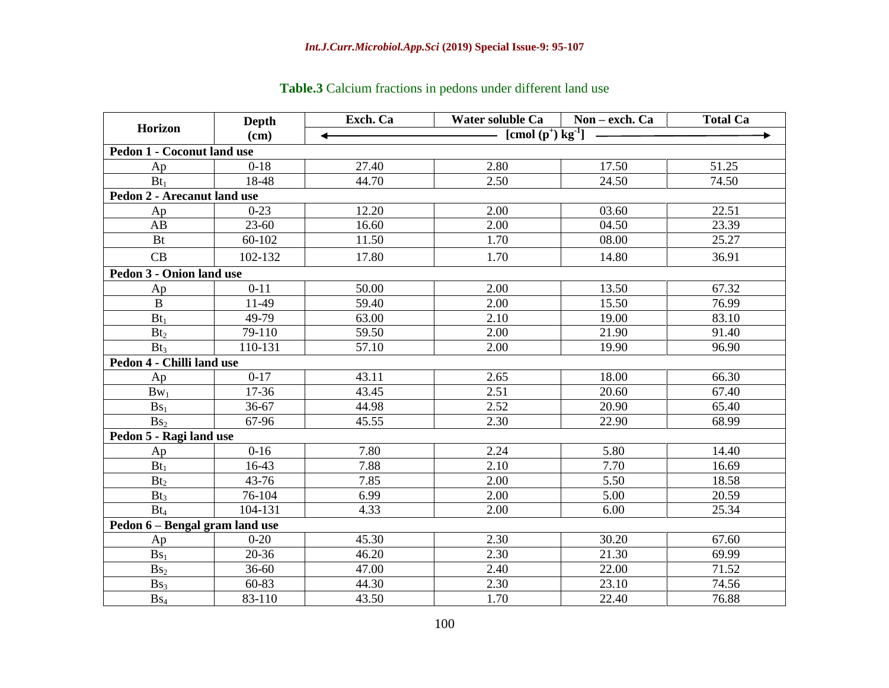**Table.3** Calcium fractions in pedons under different land use

| Horizon | Depth (cm) | Exch. Ca | Water soluble Ca | Non – exch. Ca | Total Ca |
|---|---|---|---|---|---|
| | | [cmol ($p^+$) $kg^{-1}$] | | | |
| **Pedon 1 - Coconut land use** | | | | | |
| Ap | 0-18 | 27.40 | 2.80 | 17.50 | 51.25 |
| $Bt_1$ | 18-48 | 44.70 | 2.50 | 24.50 | 74.50 |
| **Pedon 2 - Arecanut land use** | | | | | |
| Ap | 0-23 | 12.20 | 2.00 | 03.60 | 22.51 |
| AB | 23-60 | 16.60 | 2.00 | 04.50 | 23.39 |
| Bt | 60-102 | 11.50 | 1.70 | 08.00 | 25.27 |
| CB | 102-132 | 17.80 | 1.70 | 14.80 | 36.91 |
| **Pedon 3 - Onion land use** | | | | | |
| Ap | 0-11 | 50.00 | 2.00 | 13.50 | 67.32 |
| B | 11-49 | 59.40 | 2.00 | 15.50 | 76.99 |
| $Bt_1$ | 49-79 | 63.00 | 2.10 | 19.00 | 83.10 |
| $Bt_2$ | 79-110 | 59.50 | 2.00 | 21.90 | 91.40 |
| $Bt_3$ | 110-131 | 57.10 | 2.00 | 19.90 | 96.90 |
| **Pedon 4 - Chilli land use** | | | | | |
| Ap | 0-17 | 43.11 | 2.65 | 18.00 | 66.30 |
| $Bw_1$ | 17-36 | 43.45 | 2.51 | 20.60 | 67.40 |
| $Bs_1$ | 36-67 | 44.98 | 2.52 | 20.90 | 65.40 |
| $Bs_2$ | 67-96 | 45.55 | 2.30 | 22.90 | 68.99 |
| **Pedon 5 - Ragi land use** | | | | | |
| Ap | 0-16 | 7.80 | 2.24 | 5.80 | 14.40 |
| $Bt_1$ | 16-43 | 7.88 | 2.10 | 7.70 | 16.69 |
| $Bt_2$ | 43-76 | 7.85 | 2.00 | 5.50 | 18.58 |
| $Bt_3$ | 76-104 | 6.99 | 2.00 | 5.00 | 20.59 |
| $Bt_4$ | 104-131 | 4.33 | 2.00 | 6.00 | 25.34 |
| **Pedon 6 – Bengal gram land use** | | | | | |
| Ap | 0-20 | 45.30 | 2.30 | 30.20 | 67.60 |
| $Bs_1$ | 20-36 | 46.20 | 2.30 | 21.30 | 69.99 |
| $Bs_2$ | 36-60 | 47.00 | 2.40 | 22.00 | 71.52 |
| $Bs_3$ | 60-83 | 44.30 | 2.30 | 23.10 | 74.56 |
| $Bs_4$ | 83-110 | 43.50 | 1.70 | 22.40 | 76.88 |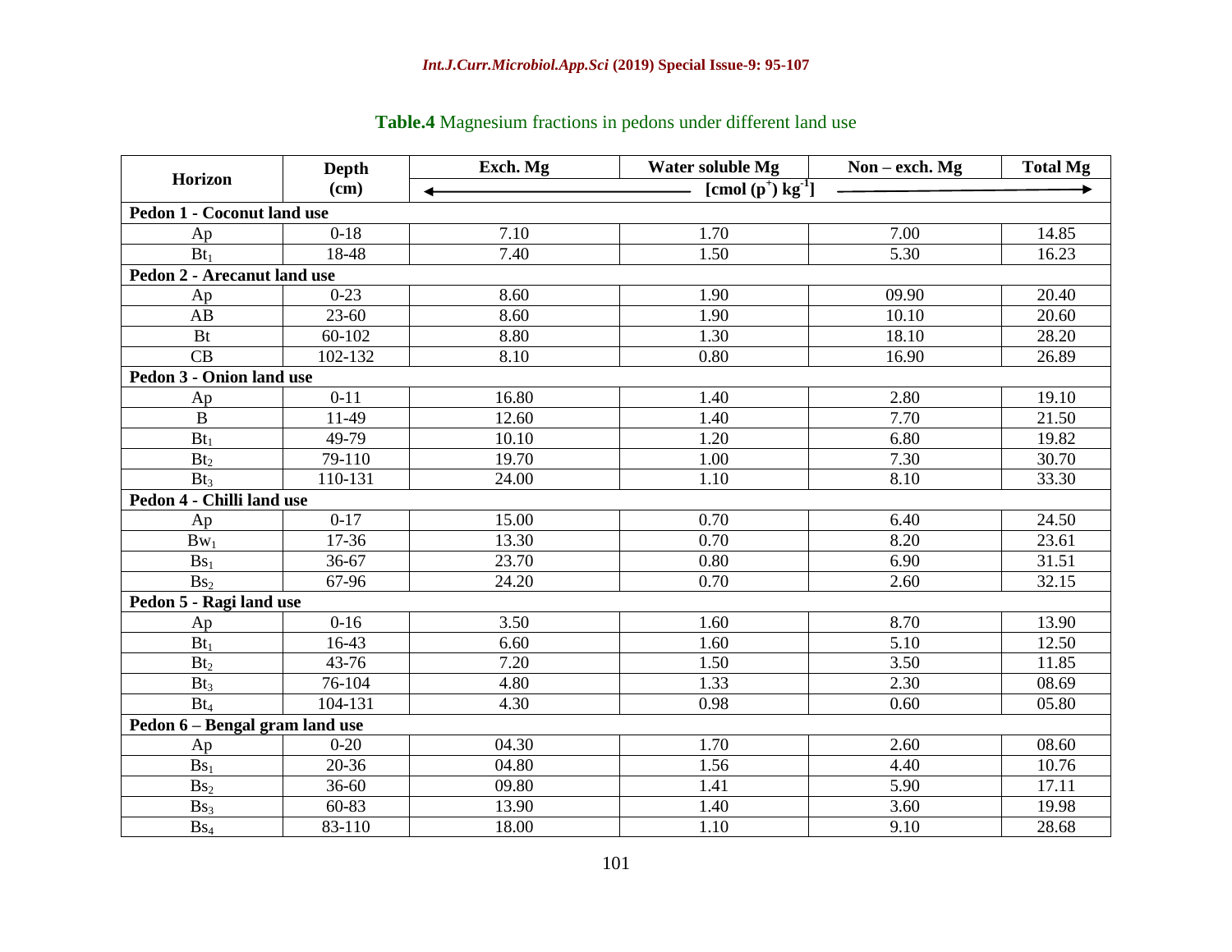**Table.4** Magnesium fractions in pedons under different land use

| Horizon | Depth (cm) | Exch. Mg | Water soluble Mg | Non – exch. Mg | Total Mg |
|---|---|---|---|---|---|
| | | [cmol ($p^+$) $kg^{-1}$] | | | |
| **Pedon 1 - Coconut land use** | | | | | |
| Ap | 0-18 | 7.10 | 1.70 | 7.00 | 14.85 |
| $Bt_1$ | 18-48 | 7.40 | 1.50 | 5.30 | 16.23 |
| **Pedon 2 - Arecanut land use** | | | | | |
| Ap | 0-23 | 8.60 | 1.90 | 09.90 | 20.40 |
| AB | 23-60 | 8.60 | 1.90 | 10.10 | 20.60 |
| Bt | 60-102 | 8.80 | 1.30 | 18.10 | 28.20 |
| CB | 102-132 | 8.10 | 0.80 | 16.90 | 26.89 |
| **Pedon 3 - Onion land use** | | | | | |
| Ap | 0-11 | 16.80 | 1.40 | 2.80 | 19.10 |
| B | 11-49 | 12.60 | 1.40 | 7.70 | 21.50 |
| $Bt_1$ | 49-79 | 10.10 | 1.20 | 6.80 | 19.82 |
| $Bt_2$ | 79-110 | 19.70 | 1.00 | 7.30 | 30.70 |
| $Bt_3$ | 110-131 | 24.00 | 1.10 | 8.10 | 33.30 |
| **Pedon 4 - Chilli land use** | | | | | |
| Ap | 0-17 | 15.00 | 0.70 | 6.40 | 24.50 |
| $Bw_1$ | 17-36 | 13.30 | 0.70 | 8.20 | 23.61 |
| $Bs_1$ | 36-67 | 23.70 | 0.80 | 6.90 | 31.51 |
| $Bs_2$ | 67-96 | 24.20 | 0.70 | 2.60 | 32.15 |
| **Pedon 5 - Ragi land use** | | | | | |
| Ap | 0-16 | 3.50 | 1.60 | 8.70 | 13.90 |
| $Bt_1$ | 16-43 | 6.60 | 1.60 | 5.10 | 12.50 |
| $Bt_2$ | 43-76 | 7.20 | 1.50 | 3.50 | 11.85 |
| $Bt_3$ | 76-104 | 4.80 | 1.33 | 2.30 | 08.69 |
| $Bt_4$ | 104-131 | 4.30 | 0.98 | 0.60 | 05.80 |
| **Pedon 6 – Bengal gram land use** | | | | | |
| Ap | 0-20 | 04.30 | 1.70 | 2.60 | 08.60 |
| $Bs_1$ | 20-36 | 04.80 | 1.56 | 4.40 | 10.76 |
| $Bs_2$ | 36-60 | 09.80 | 1.41 | 5.90 | 17.11 |
| $Bs_3$ | 60-83 | 13.90 | 1.40 | 3.60 | 19.98 |
| $Bs_4$ | 83-110 | 18.00 | 1.10 | 9.10 | 28.68 |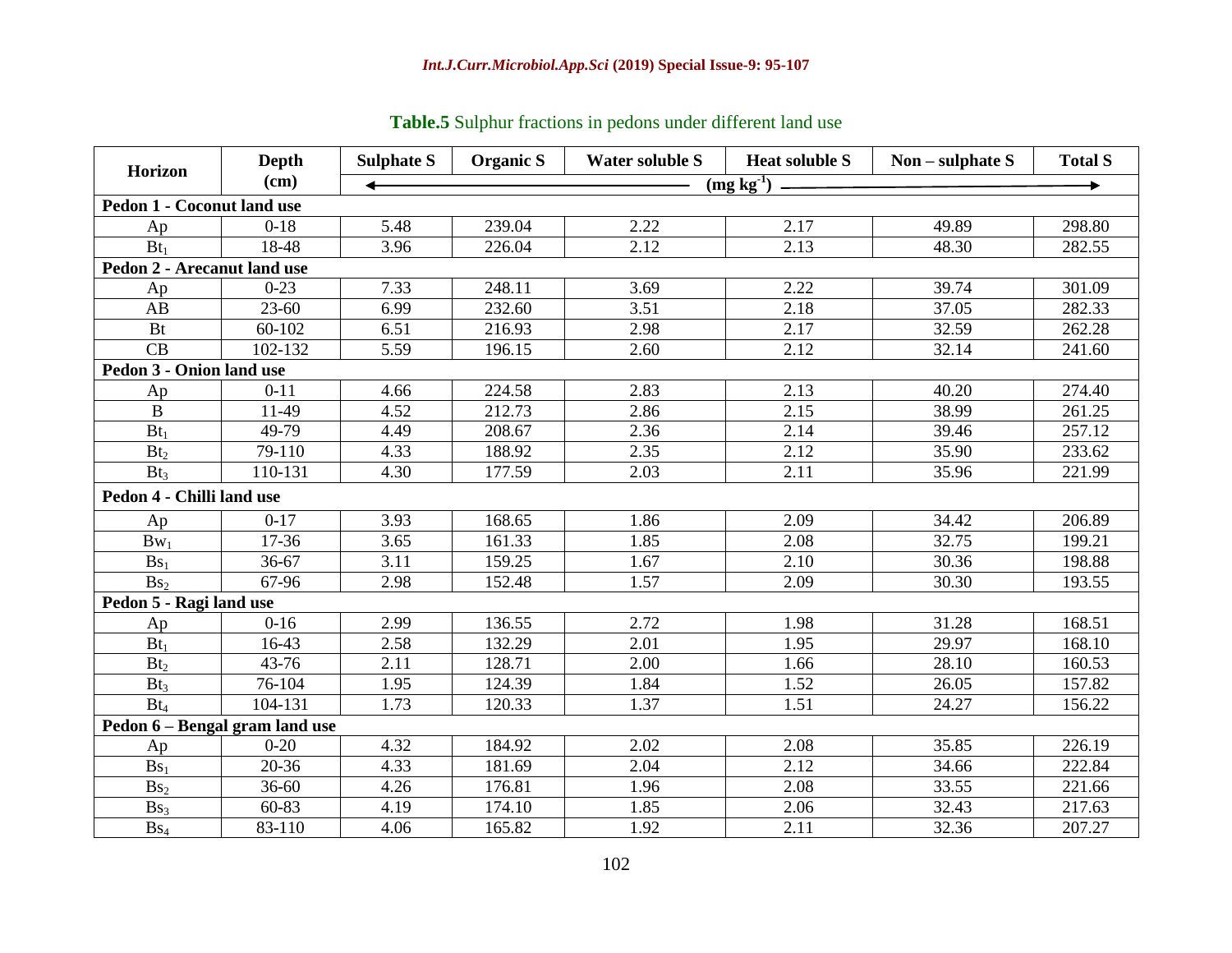**Table.5** Sulphur fractions in pedons under different land use

| Horizon | Depth (cm) | Sulphate S | Organic S | Water soluble S | Heat soluble S | Non – sulphate S | Total S |
|---|---|---|---|---|---|---|---|
| | | (mg $kg^{-1}$) | | | | | |
| **Pedon 1 - Coconut land use** | | | | | | | |
| Ap | 0-18 | 5.48 | 239.04 | 2.22 | 2.17 | 49.89 | 298.80 |
| $Bt_1$ | 18-48 | 3.96 | 226.04 | 2.12 | 2.13 | 48.30 | 282.55 |
| **Pedon 2 - Arecanut land use** | | | | | | | |
| Ap | 0-23 | 7.33 | 248.11 | 3.69 | 2.22 | 39.74 | 301.09 |
| AB | 23-60 | 6.99 | 232.60 | 3.51 | 2.18 | 37.05 | 282.33 |
| Bt | 60-102 | 6.51 | 216.93 | 2.98 | 2.17 | 32.59 | 262.28 |
| CB | 102-132 | 5.59 | 196.15 | 2.60 | 2.12 | 32.14 | 241.60 |
| **Pedon 3 - Onion land use** | | | | | | | |
| Ap | 0-11 | 4.66 | 224.58 | 2.83 | 2.13 | 40.20 | 274.40 |
| B | 11-49 | 4.52 | 212.73 | 2.86 | 2.15 | 38.99 | 261.25 |
| $Bt_1$ | 49-79 | 4.49 | 208.67 | 2.36 | 2.14 | 39.46 | 257.12 |
| $Bt_2$ | 79-110 | 4.33 | 188.92 | 2.35 | 2.12 | 35.90 | 233.62 |
| $Bt_3$ | 110-131 | 4.30 | 177.59 | 2.03 | 2.11 | 35.96 | 221.99 |
| **Pedon 4 - Chilli land use** | | | | | | | |
| Ap | 0-17 | 3.93 | 168.65 | 1.86 | 2.09 | 34.42 | 206.89 |
| $Bw_1$ | 17-36 | 3.65 | 161.33 | 1.85 | 2.08 | 32.75 | 199.21 |
| $Bs_1$ | 36-67 | 3.11 | 159.25 | 1.67 | 2.10 | 30.36 | 198.88 |
| $Bs_2$ | 67-96 | 2.98 | 152.48 | 1.57 | 2.09 | 30.30 | 193.55 |
| **Pedon 5 - Ragi land use** | | | | | | | |
| Ap | 0-16 | 2.99 | 136.55 | 2.72 | 1.98 | 31.28 | 168.51 |
| $Bt_1$ | 16-43 | 2.58 | 132.29 | 2.01 | 1.95 | 29.97 | 168.10 |
| $Bt_2$ | 43-76 | 2.11 | 128.71 | 2.00 | 1.66 | 28.10 | 160.53 |
| $Bt_3$ | 76-104 | 1.95 | 124.39 | 1.84 | 1.52 | 26.05 | 157.82 |
| $Bt_4$ | 104-131 | 1.73 | 120.33 | 1.37 | 1.51 | 24.27 | 156.22 |
| **Pedon 6 – Bengal gram land use** | | | | | | | |
| Ap | 0-20 | 4.32 | 184.92 | 2.02 | 2.08 | 35.85 | 226.19 |
| $Bs_1$ | 20-36 | 4.33 | 181.69 | 2.04 | 2.12 | 34.66 | 222.84 |
| $Bs_2$ | 36-60 | 4.26 | 176.81 | 1.96 | 2.08 | 33.55 | 221.66 |
| $Bs_3$ | 60-83 | 4.19 | 174.10 | 1.85 | 2.06 | 32.43 | 217.63 |
| $Bs_4$ | 83-110 | 4.06 | 165.82 | 1.92 | 2.11 | 32.36 | 207.27 |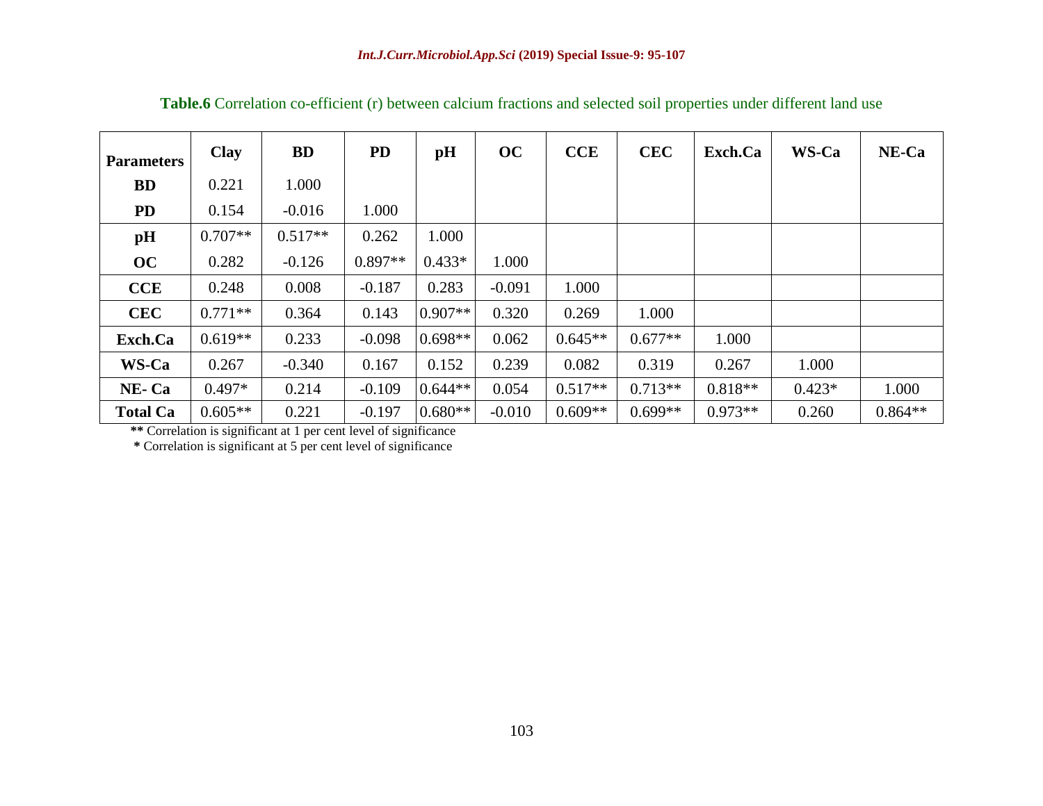**Table.6** Correlation co-efficient (r) between calcium fractions and selected soil properties under different land use

| Parameters | Clay | BD | PD | pH | OC | CCE | CEC | Exch.Ca | WS-Ca | NE-Ca |
|---|---|---|---|---|---|---|---|---|---|---|
| **BD** | 0.221 | 1.000 | | | | | | | | |
| **PD** | 0.154 | -0.016 | 1.000 | | | | | | | |
| **pH** | 0.707** | 0.517** | 0.262 | 1.000 | | | | | | |
| **OC** | 0.282 | -0.126 | 0.897** | 0.433* | 1.000 | | | | | |
| **CCE** | 0.248 | 0.008 | -0.187 | 0.283 | -0.091 | 1.000 | | | | |
| **CEC** | 0.771** | 0.364 | 0.143 | 0.907** | 0.320 | 0.269 | 1.000 | | | |
| **Exch.Ca** | 0.619** | 0.233 | -0.098 | 0.698** | 0.062 | 0.645** | 0.677** | 1.000 | | |
| **WS-Ca** | 0.267 | -0.340 | 0.167 | 0.152 | 0.239 | 0.082 | 0.319 | 0.267 | 1.000 | |
| **NE- Ca** | 0.497* | 0.214 | -0.109 | 0.644** | 0.054 | 0.517** | 0.713** | 0.818** | 0.423* | 1.000 |
| **Total Ca** | 0.605** | 0.221 | -0.197 | 0.680** | -0.010 | 0.609** | 0.699** | 0.973** | 0.260 | 0.864** |

**\*\*** Correlation is significant at 1 per cent level of significance

**\*** Correlation is significant at 5 per cent level of significance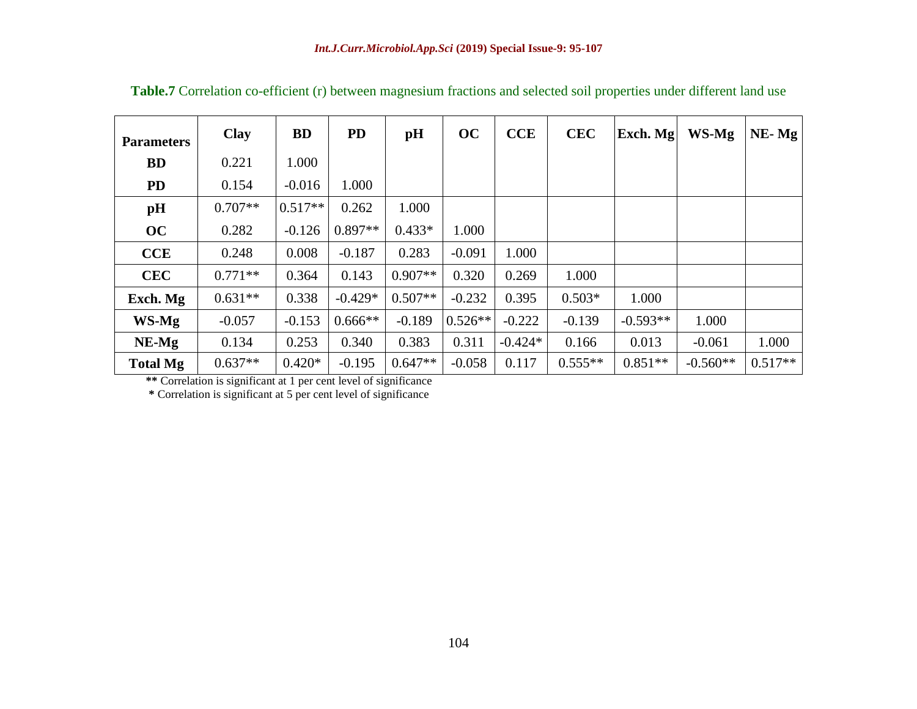**Table.7** Correlation co-efficient (r) between magnesium fractions and selected soil properties under different land use

| Parameters | Clay | BD | PD | pH | OC | CCE | CEC | Exch. Mg | WS-Mg | NE- Mg |
|---|---|---|---|---|---|---|---|---|---|---|
| **BD** | 0.221 | 1.000 | | | | | | | | |
| **PD** | 0.154 | -0.016 | 1.000 | | | | | | | |
| **pH** | 0.707** | 0.517** | 0.262 | 1.000 | | | | | | |
| **OC** | 0.282 | -0.126 | 0.897** | 0.433* | 1.000 | | | | | |
| **CCE** | 0.248 | 0.008 | -0.187 | 0.283 | -0.091 | 1.000 | | | | |
| **CEC** | 0.771** | 0.364 | 0.143 | 0.907** | 0.320 | 0.269 | 1.000 | | | |
| **Exch. Mg** | 0.631** | 0.338 | -0.429* | 0.507** | -0.232 | 0.395 | 0.503* | 1.000 | | |
| **WS-Mg** | -0.057 | -0.153 | 0.666** | -0.189 | 0.526** | -0.222 | -0.139 | -0.593** | 1.000 | |
| **NE-Mg** | 0.134 | 0.253 | 0.340 | 0.383 | 0.311 | -0.424* | 0.166 | 0.013 | -0.061 | 1.000 |
| **Total Mg** | 0.637** | 0.420* | -0.195 | 0.647** | -0.058 | 0.117 | 0.555** | 0.851** | -0.560** | 0.517** |

**\*\*** Correlation is significant at 1 per cent level of significance

**\*** Correlation is significant at 5 per cent level of significance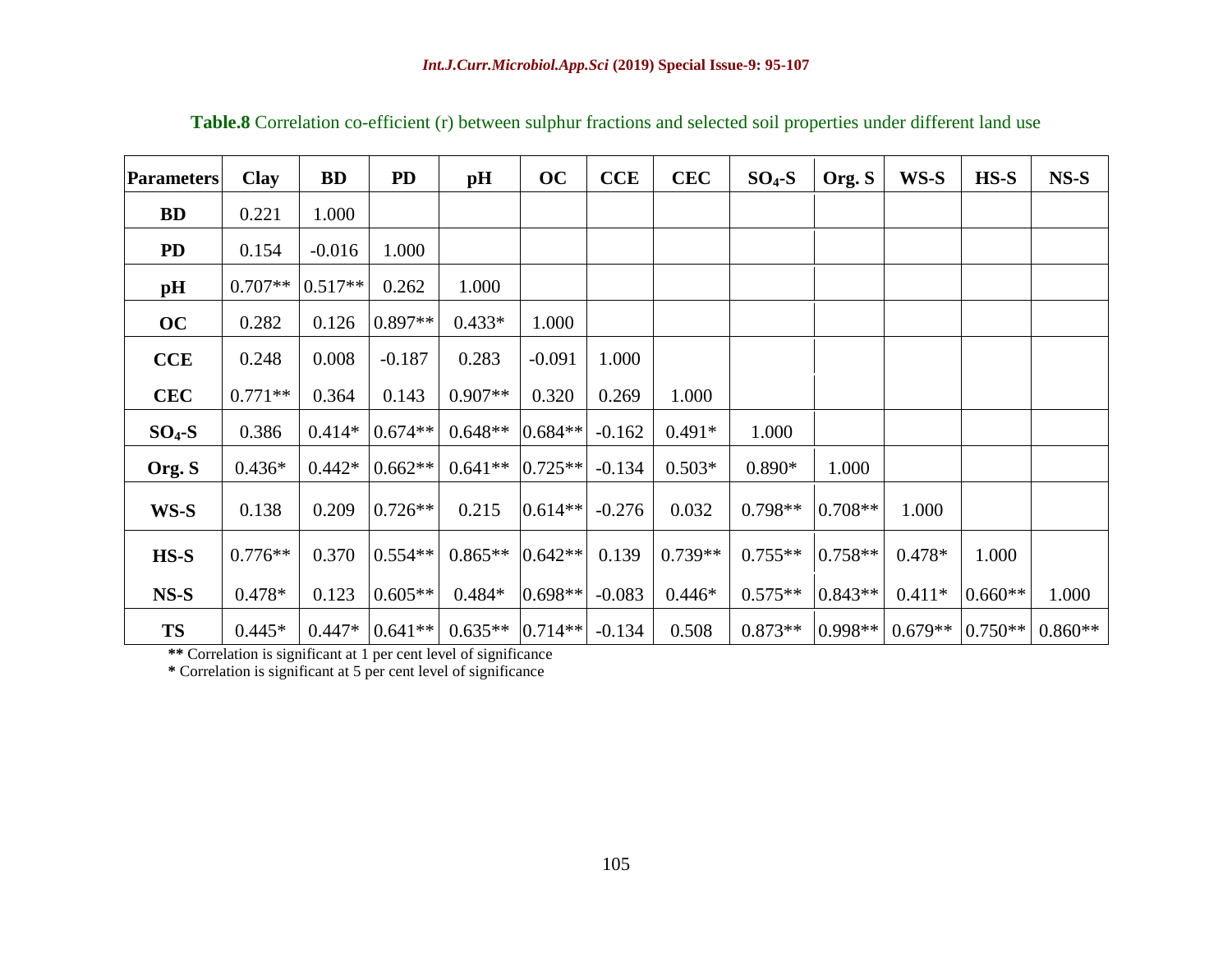**Table.8** Correlation co-efficient (r) between sulphur fractions and selected soil properties under different land use

| Parameters | Clay | BD | PD | pH | OC | CCE | CEC | $SO_4$-S | Org. S | WS-S | HS-S | NS-S |
|---|---|---|---|---|---|---|---|---|---|---|---|---|
| **BD** | 0.221 | 1.000 | | | | | | | | | | |
| **PD** | 0.154 | -0.016 | 1.000 | | | | | | | | | |
| **pH** | 0.707** | 0.517** | 0.262 | 1.000 | | | | | | | | |
| **OC** | 0.282 | 0.126 | 0.897** | 0.433* | 1.000 | | | | | | | |
| **CCE** | 0.248 | 0.008 | -0.187 | 0.283 | -0.091 | 1.000 | | | | | | |
| **CEC** | 0.771** | 0.364 | 0.143 | 0.907** | 0.320 | 0.269 | 1.000 | | | | | |
| **$SO_4$-S** | 0.386 | 0.414* | 0.674** | 0.648** | 0.684** | -0.162 | 0.491* | 1.000 | | | | |
| **Org. S** | 0.436* | 0.442* | 0.662** | 0.641** | 0.725** | -0.134 | 0.503* | 0.890* | 1.000 | | | |
| **WS-S** | 0.138 | 0.209 | 0.726** | 0.215 | 0.614** | -0.276 | 0.032 | 0.798** | 0.708** | 1.000 | | |
| **HS-S** | 0.776** | 0.370 | 0.554** | 0.865** | 0.642** | 0.139 | 0.739** | 0.755** | 0.758** | 0.478* | 1.000 | |
| **NS-S** | 0.478* | 0.123 | 0.605** | 0.484* | 0.698** | -0.083 | 0.446* | 0.575** | 0.843** | 0.411* | 0.660** | 1.000 |
| **TS** | 0.445* | 0.447* | 0.641** | 0.635** | 0.714** | -0.134 | 0.508 | 0.873** | 0.998** | 0.679** | 0.750** | 0.860** |

**\*\*** Correlation is significant at 1 per cent level of significance
**\*** Correlation is significant at 5 per cent level of significance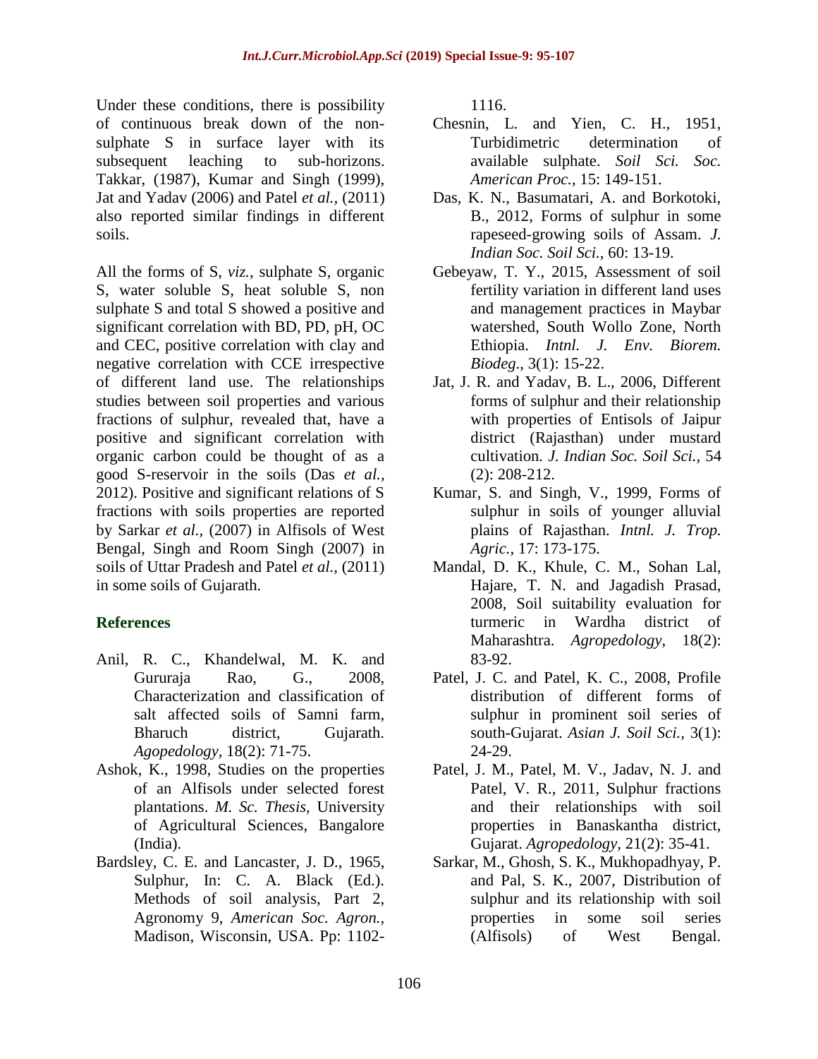Under these conditions, there is possibility of continuous break down of the non-sulphate S in surface layer with its subsequent leaching to sub-horizons. Takkar, (1987), Kumar and Singh (1999), Jat and Yadav (2006) and Patel *et al.,* (2011) also reported similar findings in different soils.

All the forms of S, *viz.,* sulphate S, organic S, water soluble S, heat soluble S, non sulphate S and total S showed a positive and significant correlation with BD, PD, pH, OC and CEC, positive correlation with clay and negative correlation with CCE irrespective of different land use. The relationships studies between soil properties and various fractions of sulphur, revealed that, have a positive and significant correlation with organic carbon could be thought of as a good S-reservoir in the soils (Das *et al.,* 2012). Positive and significant relations of S fractions with soils properties are reported by Sarkar *et al.,* (2007) in Alfisols of West Bengal, Singh and Room Singh (2007) in soils of Uttar Pradesh and Patel *et al.,* (2011) in some soils of Gujarath.

## References

Anil, R. C., Khandelwal, M. K. and Gururaja Rao, G., 2008, Characterization and classification of salt affected soils of Samni farm, Bharuch district, Gujarath. *Agopedology,* 18(2): 71-75.

Ashok, K., 1998, Studies on the properties of an Alfisols under selected forest plantations. *M. Sc. Thesis,* University of Agricultural Sciences, Bangalore (India).

Bardsley, C. E. and Lancaster, J. D., 1965, Sulphur, In: C. A. Black (Ed.). Methods of soil analysis, Part 2, Agronomy 9, *American Soc. Agron.,* Madison, Wisconsin, USA. Pp: 1102-1116.

Chesnin, L. and Yien, C. H., 1951, Turbidimetric determination of available sulphate. *Soil Sci. Soc. American Proc.,* 15: 149-151.

Das, K. N., Basumatari, A. and Borkotoki, B., 2012, Forms of sulphur in some rapeseed-growing soils of Assam. *J. Indian Soc. Soil Sci.,* 60: 13-19.

Gebeyaw, T. Y., 2015, Assessment of soil fertility variation in different land uses and management practices in Maybar watershed, South Wollo Zone, North Ethiopia. *Intnl. J. Env. Biorem. Biodeg.,* 3(1): 15-22.

Jat, J. R. and Yadav, B. L., 2006, Different forms of sulphur and their relationship with properties of Entisols of Jaipur district (Rajasthan) under mustard cultivation. *J. Indian Soc. Soil Sci.,* 54 (2): 208-212.

Kumar, S. and Singh, V., 1999, Forms of sulphur in soils of younger alluvial plains of Rajasthan. *Intnl. J. Trop. Agric.,* 17: 173-175.

Mandal, D. K., Khule, C. M., Sohan Lal, Hajare, T. N. and Jagadish Prasad, 2008, Soil suitability evaluation for turmeric in Wardha district of Maharashtra. *Agropedology,* 18(2): 83-92.

Patel, J. C. and Patel, K. C., 2008, Profile distribution of different forms of sulphur in prominent soil series of south-Gujarat. *Asian J. Soil Sci.,* 3(1): 24-29.

Patel, J. M., Patel, M. V., Jadav, N. J. and Patel, V. R., 2011, Sulphur fractions and their relationships with soil properties in Banaskantha district, Gujarat. *Agropedology,* 21(2): 35-41.

Sarkar, M., Ghosh, S. K., Mukhopadhyay, P. and Pal, S. K., 2007, Distribution of sulphur and its relationship with soil properties in some soil series (Alfisols) of West Bengal.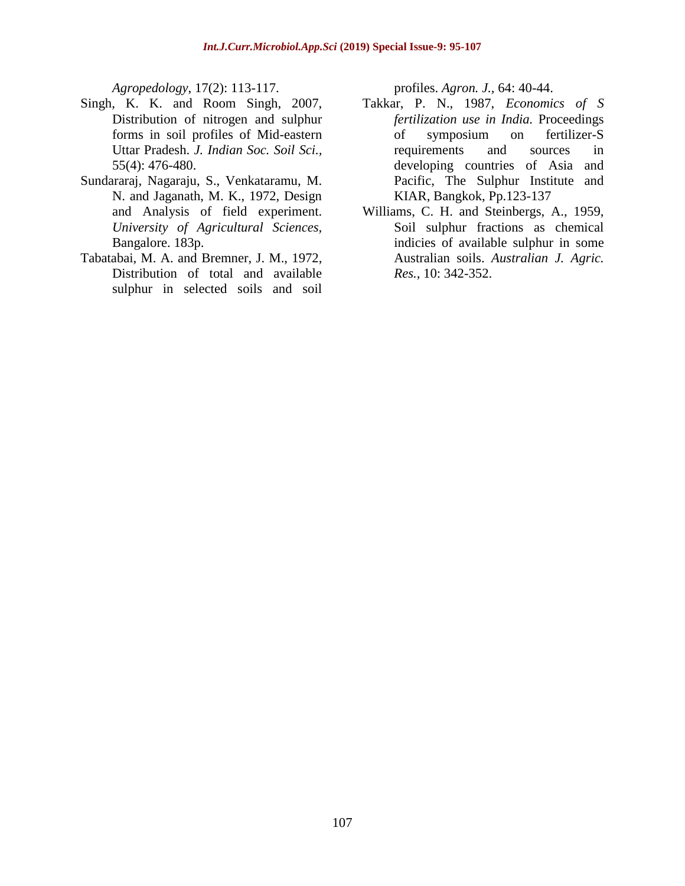*Agropedology*, 17(2): 113-117.

Singh, K. K. and Room Singh, 2007, Distribution of nitrogen and sulphur forms in soil profiles of Mid-eastern Uttar Pradesh. *J. Indian Soc. Soil Sci.*, 55(4): 476-480.

Sundararaj, Nagaraju, S., Venkataramu, M. N. and Jaganath, M. K., 1972, Design and Analysis of field experiment. *University of Agricultural Sciences*, Bangalore. 183p.

Tabatabai, M. A. and Bremner, J. M., 1972, Distribution of total and available sulphur in selected soils and soil profiles. *Agron. J.*, 64: 40-44.

Takkar, P. N., 1987, *Economics of S fertilization use in India.* Proceedings of symposium on fertilizer-S requirements and sources in developing countries of Asia and Pacific, The Sulphur Institute and KIAR, Bangkok, Pp.123-137

Williams, C. H. and Steinbergs, A., 1959, Soil sulphur fractions as chemical indicies of available sulphur in some Australian soils. *Australian J. Agric. Res.*, 10: 342-352.